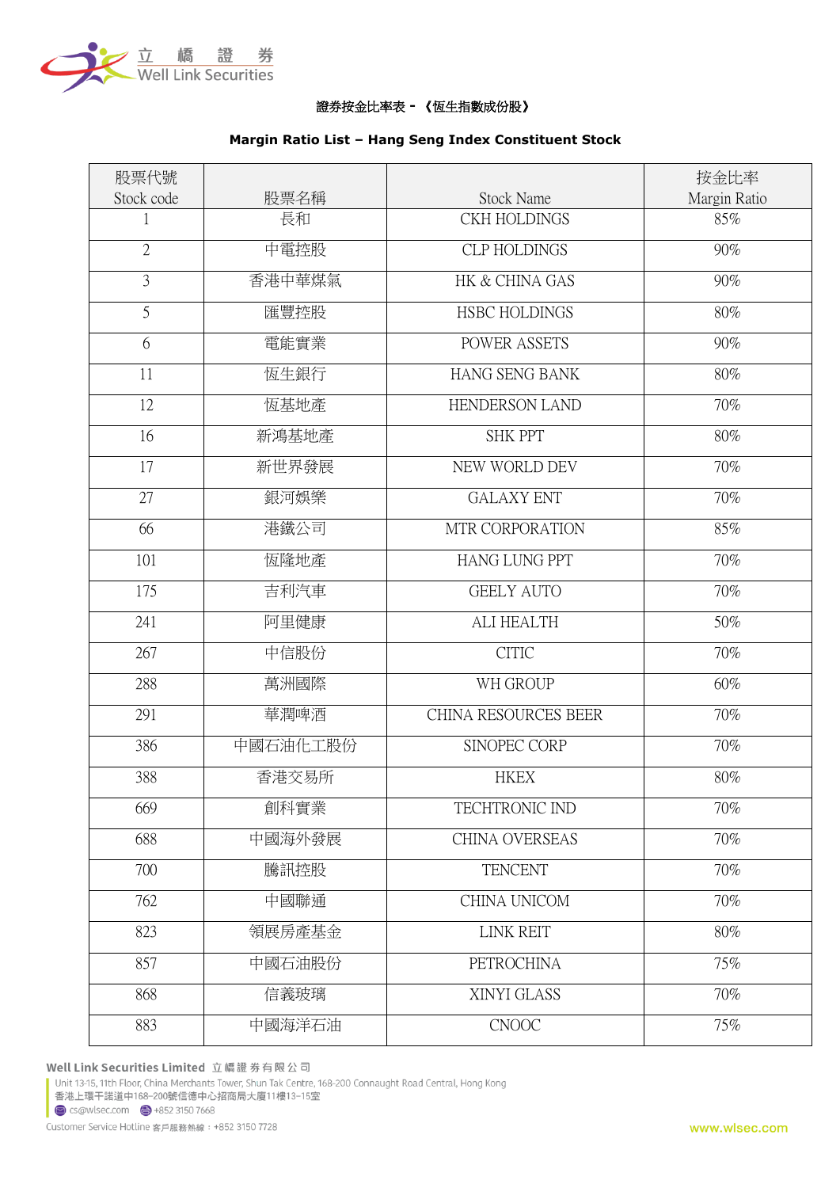# 證券按金比率表 - 《恆生指數成份股》

## Margin Ratio List – Hang Seng Index Constituent Stock

| 股票代號 Stock code | 股票名稱 | Stock Name | 按金比率 Margin Ratio |
|---|---|---|---|
| 1 | 長和 | CKH HOLDINGS | 85% |
| 2 | 中電控股 | CLP HOLDINGS | 90% |
| 3 | 香港中華煤氣 | HK & CHINA GAS | 90% |
| 5 | 匯豐控股 | HSBC HOLDINGS | 80% |
| 6 | 電能實業 | POWER ASSETS | 90% |
| 11 | 恆生銀行 | HANG SENG BANK | 80% |
| 12 | 恆基地產 | HENDERSON LAND | 70% |
| 16 | 新鴻基地產 | SHK PPT | 80% |
| 17 | 新世界發展 | NEW WORLD DEV | 70% |
| 27 | 銀河娛樂 | GALAXY ENT | 70% |
| 66 | 港鐵公司 | MTR CORPORATION | 85% |
| 101 | 恆隆地產 | HANG LUNG PPT | 70% |
| 175 | 吉利汽車 | GEELY AUTO | 70% |
| 241 | 阿里健康 | ALI HEALTH | 50% |
| 267 | 中信股份 | CITIC | 70% |
| 288 | 萬洲國際 | WH GROUP | 60% |
| 291 | 華潤啤酒 | CHINA RESOURCES BEER | 70% |
| 386 | 中國石油化工股份 | SINOPEC CORP | 70% |
| 388 | 香港交易所 | HKEX | 80% |
| 669 | 創科實業 | TECHTRONIC IND | 70% |
| 688 | 中國海外發展 | CHINA OVERSEAS | 70% |
| 700 | 騰訊控股 | TENCENT | 70% |
| 762 | 中國聯通 | CHINA UNICOM | 70% |
| 823 | 領展房產基金 | LINK REIT | 80% |
| 857 | 中國石油股份 | PETROCHINA | 75% |
| 868 | 信義玻璃 | XINYI GLASS | 70% |
| 883 | 中國海洋石油 | CNOOC | 75% |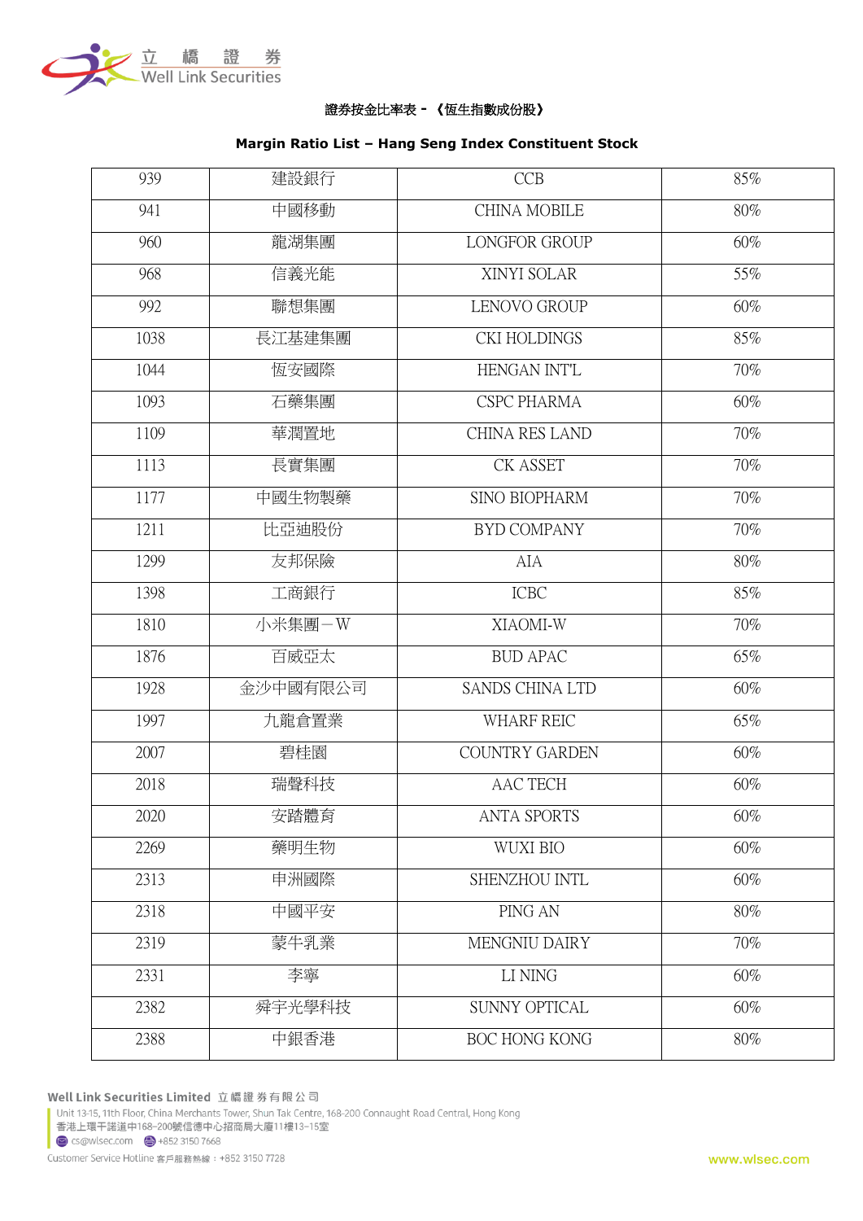證券按金比率表 - 《恆生指數成份股》

**Margin Ratio List – Hang Seng Index Constituent Stock**

| | | | |
|---|---|---|---|
| 939 | 建設銀行 | CCB | 85% |
| 941 | 中國移動 | CHINA MOBILE | 80% |
| 960 | 龍湖集團 | LONGFOR GROUP | 60% |
| 968 | 信義光能 | XINYI SOLAR | 55% |
| 992 | 聯想集團 | LENOVO GROUP | 60% |
| 1038 | 長江基建集團 | CKI HOLDINGS | 85% |
| 1044 | 恆安國際 | HENGAN INT'L | 70% |
| 1093 | 石藥集團 | CSPC PHARMA | 60% |
| 1109 | 華潤置地 | CHINA RES LAND | 70% |
| 1113 | 長實集團 | CK ASSET | 70% |
| 1177 | 中國生物製藥 | SINO BIOPHARM | 70% |
| 1211 | 比亞迪股份 | BYD COMPANY | 70% |
| 1299 | 友邦保險 | AIA | 80% |
| 1398 | 工商銀行 | ICBC | 85% |
| 1810 | 小米集團－W | XIAOMI-W | 70% |
| 1876 | 百威亞太 | BUD APAC | 65% |
| 1928 | 金沙中國有限公司 | SANDS CHINA LTD | 60% |
| 1997 | 九龍倉置業 | WHARF REIC | 65% |
| 2007 | 碧桂園 | COUNTRY GARDEN | 60% |
| 2018 | 瑞聲科技 | AAC TECH | 60% |
| 2020 | 安踏體育 | ANTA SPORTS | 60% |
| 2269 | 藥明生物 | WUXI BIO | 60% |
| 2313 | 申洲國際 | SHENZHOU INTL | 60% |
| 2318 | 中國平安 | PING AN | 80% |
| 2319 | 蒙牛乳業 | MENGNIU DAIRY | 70% |
| 2331 | 李寧 | LI NING | 60% |
| 2382 | 舜宇光學科技 | SUNNY OPTICAL | 60% |
| 2388 | 中銀香港 | BOC HONG KONG | 80% |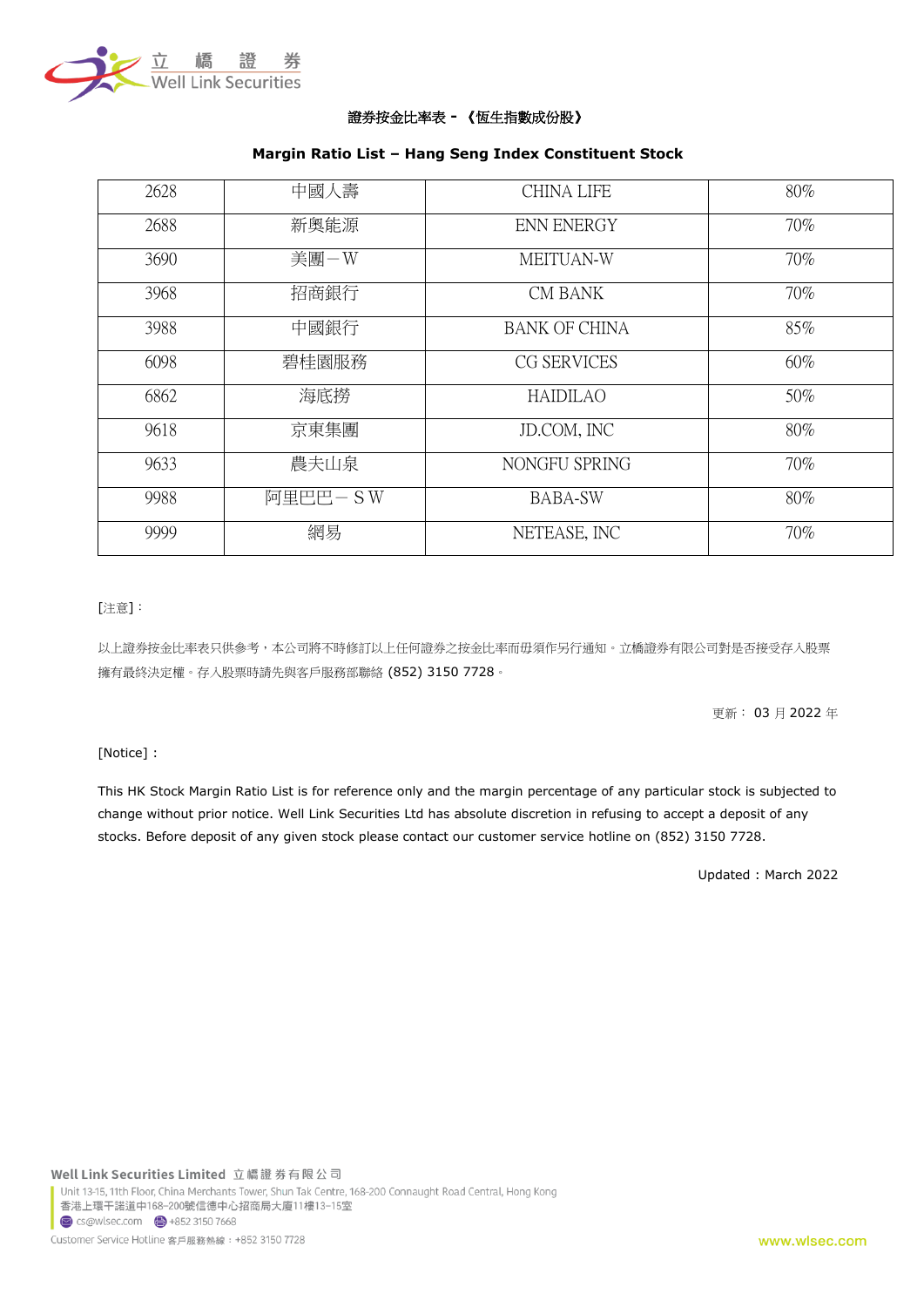證券按金比率表 - 《恆生指數成份股》

**Margin Ratio List – Hang Seng Index Constituent Stock**

| | | | |
|---|---|---|---|
| 2628 | 中國人壽 | CHINA LIFE | 80% |
| 2688 | 新奧能源 | ENN ENERGY | 70% |
| 3690 | 美團－W | MEITUAN-W | 70% |
| 3968 | 招商銀行 | CM BANK | 70% |
| 3988 | 中國銀行 | BANK OF CHINA | 85% |
| 6098 | 碧桂園服務 | CG SERVICES | 60% |
| 6862 | 海底撈 | HAIDILAO | 50% |
| 9618 | 京東集團 | JD.COM, INC | 80% |
| 9633 | 農夫山泉 | NONGFU SPRING | 70% |
| 9988 | 阿里巴巴－ＳＷ | BABA-SW | 80% |
| 9999 | 網易 | NETEASE, INC | 70% |

[注意]：

以上證券按金比率表只供參考，本公司將不時修訂以上任何證券之按金比率而毋須作另行通知。立橋證券有限公司對是否接受存入股票擁有最終決定權。存入股票時請先與客戶服務部聯絡 (852) 3150 7728。

更新： 03 月 2022 年

[Notice]：

This HK Stock Margin Ratio List is for reference only and the margin percentage of any particular stock is subjected to change without prior notice. Well Link Securities Ltd has absolute discretion in refusing to accept a deposit of any stocks. Before deposit of any given stock please contact our customer service hotline on (852) 3150 7728.

Updated：March 2022